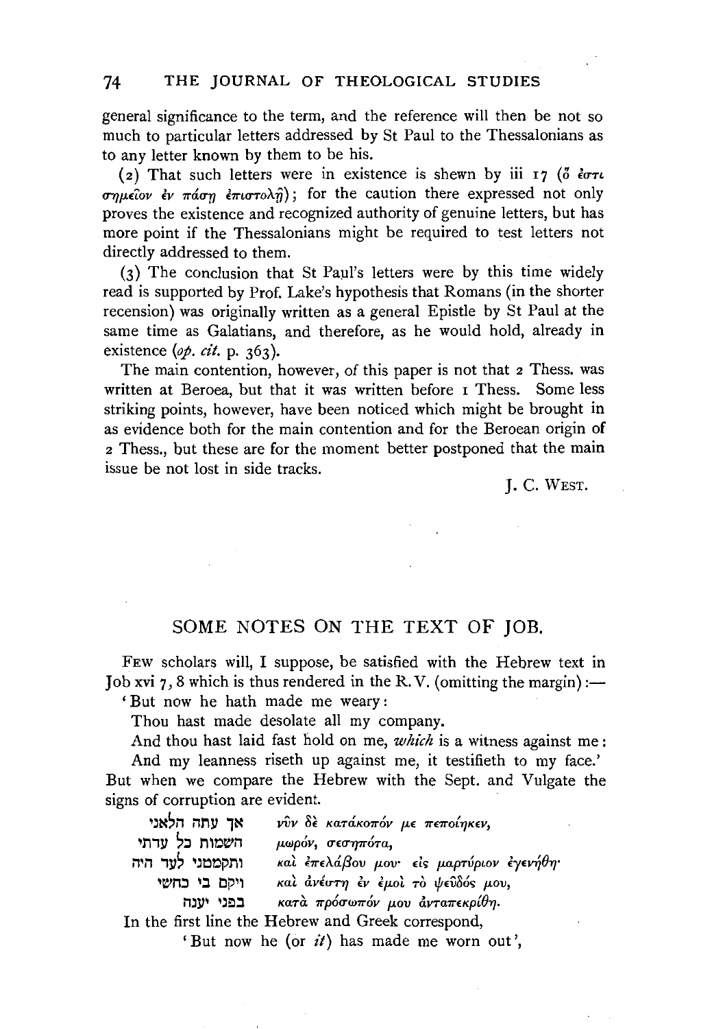general significance to the term, and the reference will then be not so much to particular letters addressed by St Paul to the Thessalonians as to any letter known by them to be his.

(2) That such letters were in existence is shewn by iii 17 (ὅ ἐστι σημεῖον ἐν πάσῃ ἐπιστολῇ); for the caution there expressed not only proves the existence and recognized authority of genuine letters, but has more point if the Thessalonians might be required to test letters not directly addressed to them.

(3) The conclusion that St Paul's letters were by this time widely read is supported by Prof. Lake's hypothesis that Romans (in the shorter recension) was originally written as a general Epistle by St Paul at the same time as Galatians, and therefore, as he would hold, already in existence (*op. cit.* p. 363).

The main contention, however, of this paper is not that 2 Thess. was written at Beroea, but that it was written before 1 Thess. Some less striking points, however, have been noticed which might be brought in as evidence both for the main contention and for the Beroean origin of 2 Thess., but these are for the moment better postponed that the main issue be not lost in side tracks.

J. C. WEST.

## SOME NOTES ON THE TEXT OF JOB.

FEW scholars will, I suppose, be satisfied with the Hebrew text in Job xvi 7, 8 which is thus rendered in the R.V. (omitting the margin):—

'But now he hath made me weary:
Thou hast made desolate all my company.
And thou hast laid fast hold on me, *which* is a witness against me:
And my leanness riseth up against me, it testifieth to my face.'

But when we compare the Hebrew with the Sept. and Vulgate the signs of corruption are evident.

| | |
|---|---|
| אך עתה הלאני | νῦν δὲ κατάκοπόν με πεποίηκεν, |
| השמות כל עדתי | μωρόν, σεσηπότα, |
| ותקמטני לעד היה | καὶ ἐπελάβου μου· εἰς μαρτύριον ἐγενήθη· |
| ויקם בי כחשי | καὶ ἀνέστη ἐν ἐμοὶ τὸ ψεῦδός μου, |
| בפני יענה | κατὰ πρόσωπόν μου ἀνταπεκρίθη. |

In the first line the Hebrew and Greek correspond,

'But now he (or *it*) has made me worn out',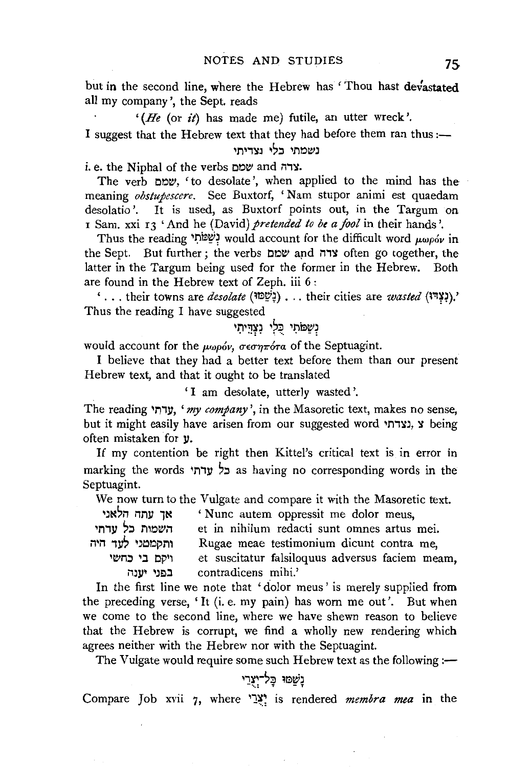but in the second line, where the Hebrew has 'Thou hast devastated all my company', the Sept. reads

'(*He* (or *it*) has made me) futile, an utter wreck'.

I suggest that the Hebrew text that they had before them ran thus:—

נשמתי כלי נצדיתי

i. e. the Niphal of the verbs שמם and צדה.

The verb שמם, 'to desolate', when applied to the mind has the meaning *obstupescere*. See Buxtorf, 'Nam stupor animi est quaedam desolatio'. It is used, as Buxtorf points out, in the Targum on 1 Sam. xxi 13 'And he (David) *pretended to be a fool* in their hands'.

Thus the reading נְשַׁמֹּתִי would account for the difficult word μωρόν in the Sept. But further; the verbs שמם and צדה often go together, the latter in the Targum being used for the former in the Hebrew. Both are found in the Hebrew text of Zeph. iii 6:

'... their towns are *desolate* (נָשַׁמּוּ) ... their cities are *wasted* (נִצְדּוּ).'

Thus the reading I have suggested

נְשַׁמֹּתִי כְּלִי נִצְדֵּיתִי

would account for the μωρόν, σεσηπότα of the Septuagint.

I believe that they had a better text before them than our present Hebrew text, and that it ought to be translated

'I am desolate, utterly wasted'.

The reading עדתי, '*my company*', in the Masoretic text, makes no sense, but it might easily have arisen from our suggested word נצדתי, צ being often mistaken for ע.

If my contention be right then Kittel's critical text is in error in marking the words כל עדתי as having no corresponding words in the Septuagint.

We now turn to the Vulgate and compare it with the Masoretic text.

| | |
|---|---|
| אך עתה הלאני | 'Nunc autem oppressit me dolor meus, |
| השמות כל עדתי | et in nihilum redacti sunt omnes artus mei. |
| ותקמטני לעד היה | Rugae meae testimonium dicunt contra me, |
| ויקם בי כחשי | et suscitatur falsiloquus adversus faciem meam, |
| בפני יענה | contradicens mihi.' |

In the first line we note that 'dolor meus' is merely supplied from the preceding verse, 'It (i. e. my pain) has worn me out'. But when we come to the second line, where we have shewn reason to believe that the Hebrew is corrupt, we find a wholly new rendering which agrees neither with the Hebrew nor with the Septuagint.

The Vulgate would require some such Hebrew text as the following:—

נָשַׁמּוּ כָּל־יְצֻרַי

Compare Job xvii 7, where יְצֻרַי is rendered *membra mea* in the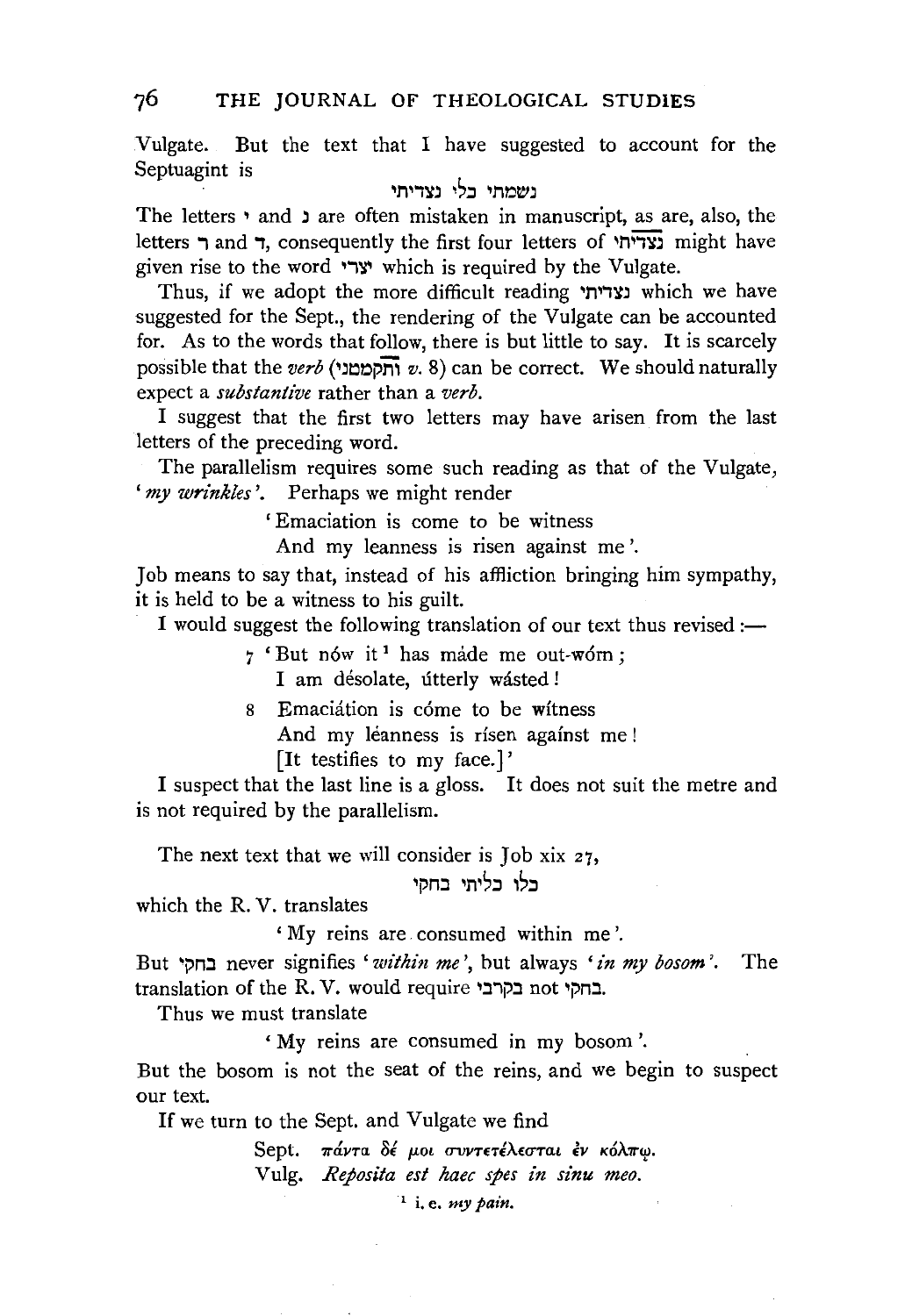Vulgate. But the text that I have suggested to account for the Septuagint is

נשמתי כלי נצדיתי

The letters י and נ are often mistaken in manuscript, as are, also, the letters ר and ד, consequently the first four letters of נצדיתי might have given rise to the word יצרי which is required by the Vulgate.

Thus, if we adopt the more difficult reading נצדיתי which we have suggested for the Sept., the rendering of the Vulgate can be accounted for. As to the words that follow, there is but little to say. It is scarcely possible that the *verb* (ותקמטני *v.* 8) can be correct. We should naturally expect a *substantive* rather than a *verb*.

I suggest that the first two letters may have arisen from the last letters of the preceding word.

The parallelism requires some such reading as that of the Vulgate, '*my wrinkles*'. Perhaps we might render

> 'Emaciation is come to be witness
> And my leanness is risen against me'.

Job means to say that, instead of his affliction bringing him sympathy, it is held to be a witness to his guilt.

I would suggest the following translation of our text thus revised:—

> 7 'But nów it[1] has máde me out-wórn;
> I am désolate, útterly wásted!
>
> 8 Emaciátion is cóme to be wítness
> And my léanness is rísen agaínst me!
> [It testifies to my face.]'

I suspect that the last line is a gloss. It does not suit the metre and is not required by the parallelism.

The next text that we will consider is Job xix 27,

כלו כליתי בחקי

which the R. V. translates

> 'My reins are consumed within me'.

But בחקי never signifies '*within me*', but always '*in my bosom*'. The translation of the R. V. would require בקרבי not בחקי.

Thus we must translate

> 'My reins are consumed in my bosom'.

But the bosom is not the seat of the reins, and we begin to suspect our text.

If we turn to the Sept. and Vulgate we find

> Sept. πάντα δέ μοι συντετέλεσται ἐν κόλπῳ.
> Vulg. *Reposita est haec spes in sinu meo.*

[1] i. e. *my pain.*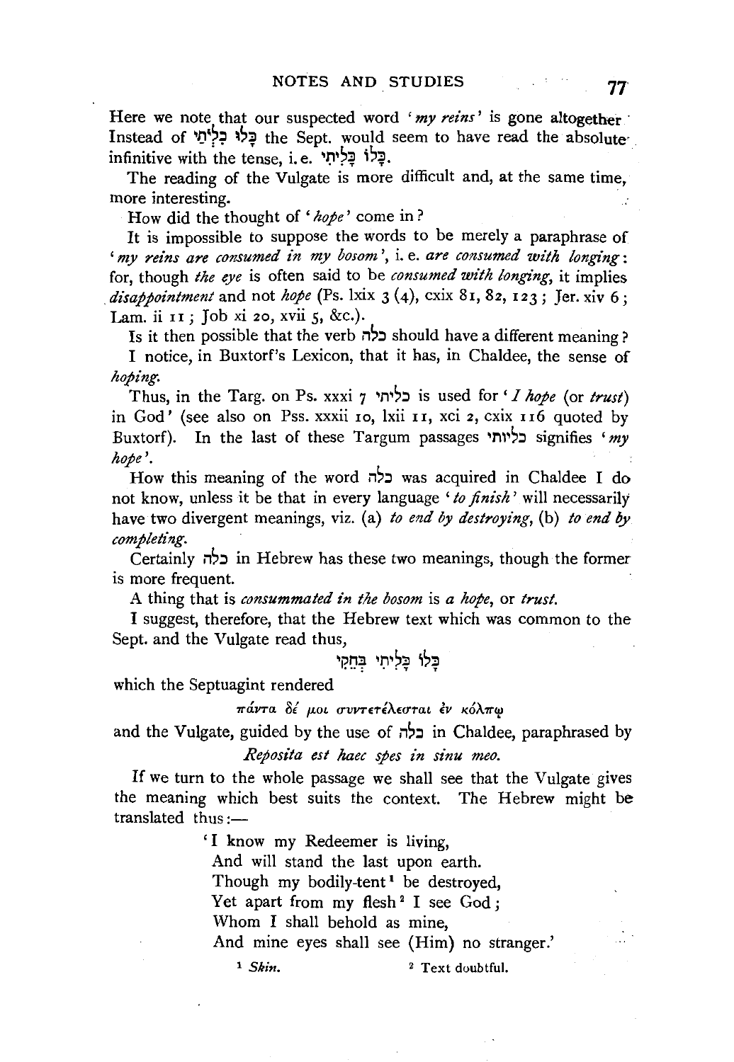Here we note that our suspected word '*my reins*' is gone altogether. Instead of כָּלוּ כִלְיֹתַי the Sept. would seem to have read the absolute infinitive with the tense, i. e. כָּלֹה כָּלִיתִי.

The reading of the Vulgate is more difficult and, at the same time, more interesting.

How did the thought of '*hope*' come in?

It is impossible to suppose the words to be merely a paraphrase of '*my reins are consumed in my bosom*', i. e. *are consumed with longing*: for, though *the eye* is often said to be *consumed with longing*, it implies *disappointment* and not *hope* (Ps. lxix 3 (4), cxix 81, 82, 123; Jer. xiv 6; Lam. ii 11; Job xi 20, xvii 5, &c.).

Is it then possible that the verb כלה should have a different meaning?

I notice, in Buxtorf's Lexicon, that it has, in Chaldee, the sense of *hoping*.

Thus, in the Targ. on Ps. xxxi 7 כליתי is used for '*I hope* (or *trust*) in God' (see also on Pss. xxxii 10, lxii 11, xci 2, cxix 116 quoted by Buxtorf). In the last of these Targum passages כליותי signifies '*my hope*'.

How this meaning of the word כלה was acquired in Chaldee I do not know, unless it be that in every language '*to finish*' will necessarily have two divergent meanings, viz. (a) *to end by destroying*, (b) *to end by completing*.

Certainly כלה in Hebrew has these two meanings, though the former is more frequent.

A thing that is *consummated in the bosom* is *a hope*, or *trust*.

I suggest, therefore, that the Hebrew text which was common to the Sept. and the Vulgate read thus,

כָּלֹה כָּלִיתִי בְּחֵקִי

which the Septuagint rendered

πάντα δέ μοι συντετέλεσται ἐν κόλπῳ

and the Vulgate, guided by the use of כלה in Chaldee, paraphrased by

*Reposita est haec spes in sinu meo.*

If we turn to the whole passage we shall see that the Vulgate gives the meaning which best suits the context. The Hebrew might be translated thus:—

> 'I know my Redeemer is living,
> And will stand the last upon earth.
> Though my bodily-tent[1] be destroyed,
> Yet apart from my flesh[2] I see God;
> Whom I shall behold as mine,
> And mine eyes shall see (Him) no stranger.'

[1] *Skin*.
[2] Text doubtful.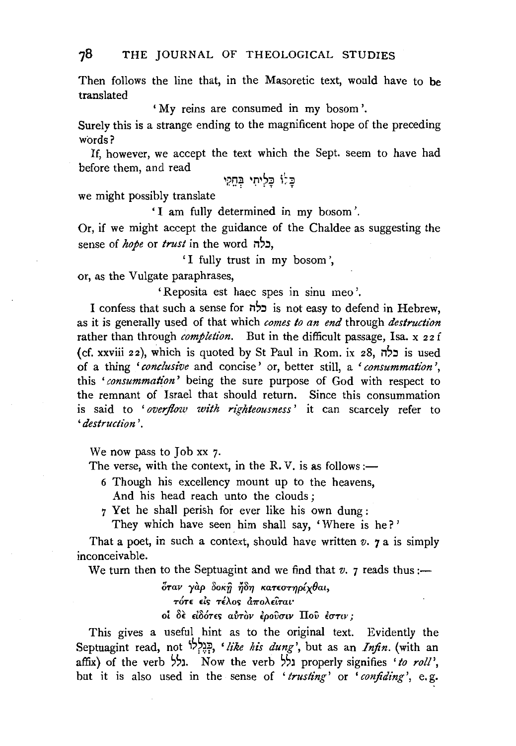Then follows the line that, in the Masoretic text, would have to be translated

'My reins are consumed in my bosom'.

Surely this is a strange ending to the magnificent hope of the preceding words?

If, however, we accept the text which the Sept. seem to have had before them, and read

כָּלוֹ כָּלִיתִי בְּחֵקִי

we might possibly translate

'I am fully determined in my bosom'.

Or, if we might accept the guidance of the Chaldee as suggesting the sense of *hope* or *trust* in the word כלה,

'I fully trust in my bosom',

or, as the Vulgate paraphrases,

'Reposita est haec spes in sinu meo'.

I confess that such a sense for כלה is not easy to defend in Hebrew, as it is generally used of that which *comes to an end* through *destruction* rather than through *completion*. But in the difficult passage, Isa. x 22 f (cf. xxviii 22), which is quoted by St Paul in Rom. ix 28, כלה is used of a thing '*conclusive* and concise' or, better still, a '*consummation*', this '*consummation*' being the sure purpose of God with respect to the remnant of Israel that should return. Since this consummation is said to '*overflow with righteousness*' it can scarcely refer to '*destruction*'.

We now pass to Job xx 7.

The verse, with the context, in the R. V. is as follows:—

6 Though his excellency mount up to the heavens,
And his head reach unto the clouds;
7 Yet he shall perish for ever like his own dung:
They which have seen him shall say, 'Where is he?'

That a poet, in such a context, should have written *v.* 7 a is simply inconceivable.

We turn then to the Septuagint and we find that *v.* 7 reads thus:—

ὅταν γὰρ δοκῇ ἤδη κατεστηρίχθαι,
τότε εἰς τέλος ἀπολεῖται·
οἱ δὲ εἰδότες αὐτὸν ἐροῦσιν Ποῦ ἐστιν;

This gives a useful hint as to the original text. Evidently the Septuagint read, not כְּגֶלְלוֹ, '*like his dung*', but as an *Infin.* (with an affix) of the verb גלל. Now the verb גלל properly signifies '*to roll*', but it is also used in the sense of '*trusting*' or '*confiding*', e.g.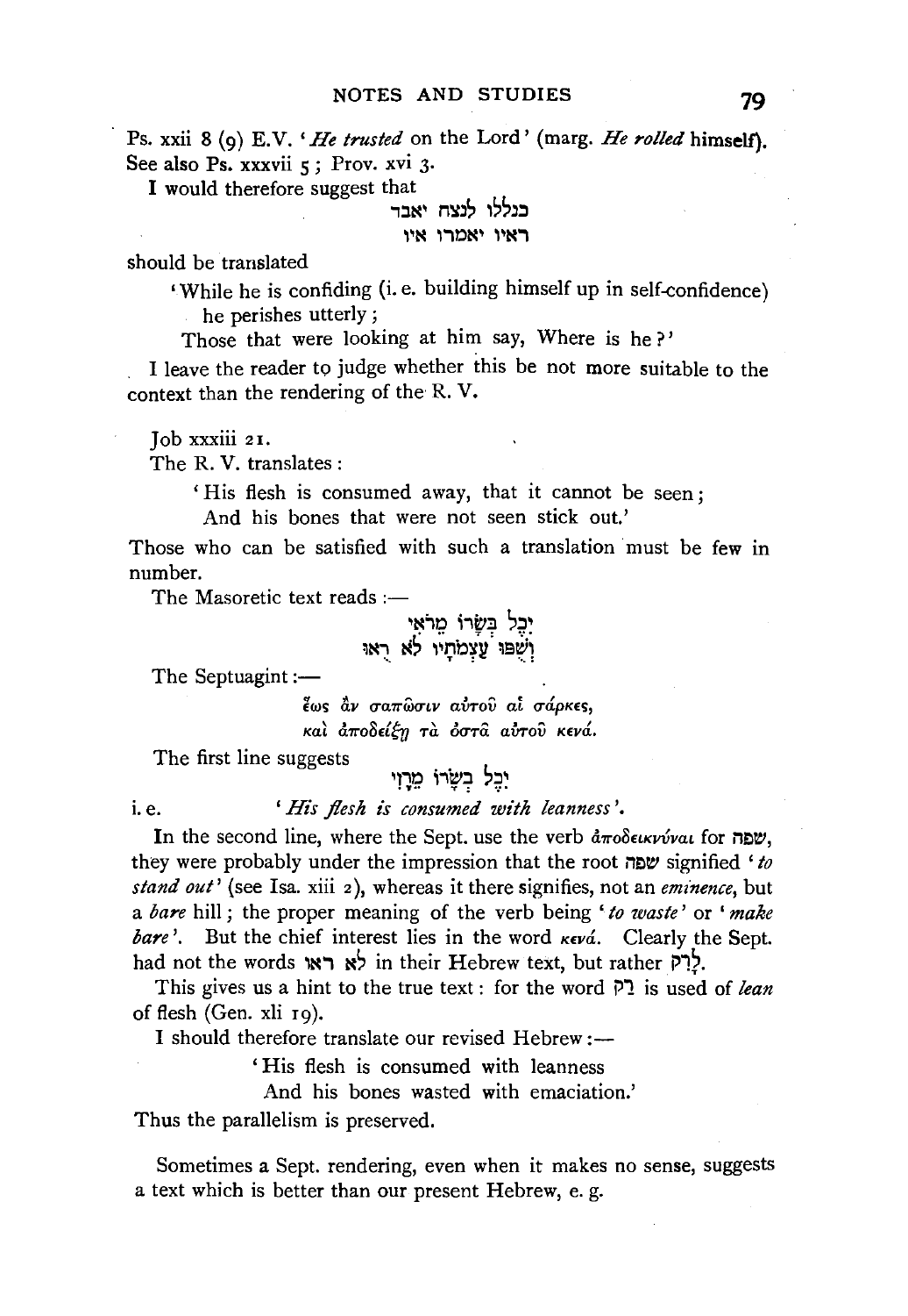Ps. xxii 8 (9) E.V. '*He trusted* on the Lord' (marg. *He rolled* himself). See also Ps. xxxvii 5; Prov. xvi 3.

I would therefore suggest that

כגללו לנצח יאבד
ראיו יאמרו איו

should be translated

> 'While he is confiding (i. e. building himself up in self-confidence) he perishes utterly;
> Those that were looking at him say, Where is he?'

I leave the reader to judge whether this be not more suitable to the context than the rendering of the R. V.

Job xxxiii 21.

The R. V. translates:

> 'His flesh is consumed away, that it cannot be seen;
> And his bones that were not seen stick out.'

Those who can be satisfied with such a translation must be few in number.

The Masoretic text reads:—

יִכֶל בְּשָׂרוֹ מֵרֹאִי
וְשֻׁפּוּ עַצְמֹתָיו לֹא רֻאּוּ

The Septuagint:—

> ἕως ἂν σαπῶσιν αὐτοῦ αἱ σάρκες,
> καὶ ἀποδείξῃ τὰ ὀστᾶ αὐτοῦ κενά.

The first line suggests

יִכֶל בְּשָׂרוֹ מֵרָזִי

i. e. '*His flesh is consumed with leanness*'.

In the second line, where the Sept. use the verb ἀποδεικνύναι for שפה, they were probably under the impression that the root שפה signified '*to stand out*' (see Isa. xiii 2), whereas it there signifies, not an *eminence*, but a *bare* hill; the proper meaning of the verb being '*to waste*' or '*make bare*'. But the chief interest lies in the word κενά. Clearly the Sept. had not the words לא ראו in their Hebrew text, but rather לְרַק.

This gives us a hint to the true text: for the word רק is used of *lean* of flesh (Gen. xli 19).

I should therefore translate our revised Hebrew:—

> 'His flesh is consumed with leanness
> And his bones wasted with emaciation.'

Thus the parallelism is preserved.

Sometimes a Sept. rendering, even when it makes no sense, suggests a text which is better than our present Hebrew, e. g.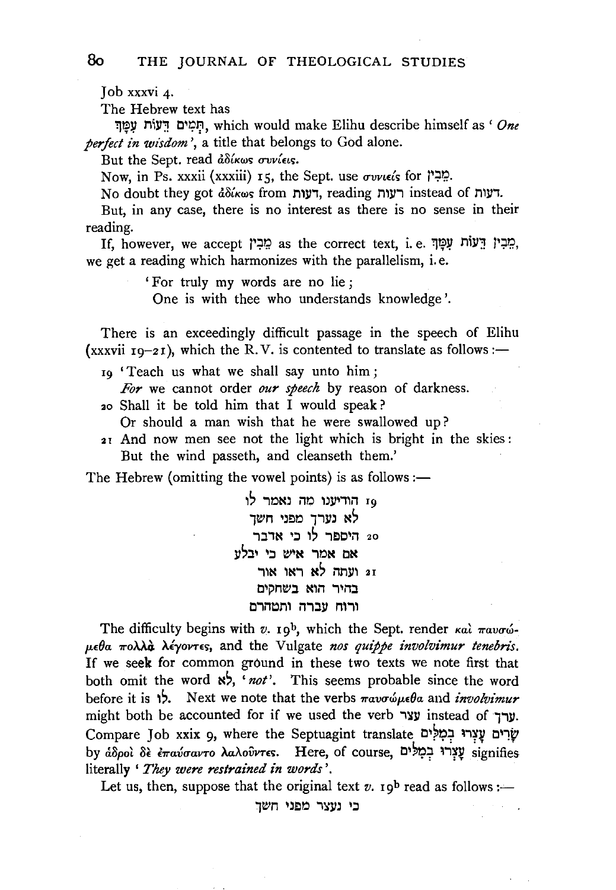Job xxxvi 4.

The Hebrew text has

תְּמִים דֵּעוֹת עִמָּךְ, which would make Elihu describe himself as '*One perfect in wisdom*', a title that belongs to God alone.

But the Sept. read ἀδίκως συνίεις.

Now, in Ps. xxxii (xxxiii) 15, the Sept. use συνιείς for מֵבִין.

No doubt they got ἀδίκως from רעות, reading רעות instead of דעות.

But, in any case, there is no interest as there is no sense in their reading.

If, however, we accept מֵבִין as the correct text, i. e. מֵבִין דֵּעוֹת עִמָּךְ, we get a reading which harmonizes with the parallelism, i. e.

> 'For truly my words are no lie;
> One is with thee who understands knowledge'.

There is an exceedingly difficult passage in the speech of Elihu (xxxvii 19–21), which the R.V. is contented to translate as follows:—

> 19 'Teach us what we shall say unto him;
> *For* we cannot order *our speech* by reason of darkness.
> 20 Shall it be told him that I would speak?
> Or should a man wish that he were swallowed up?
> 21 And now men see not the light which is bright in the skies:
> But the wind passeth, and cleanseth them.'

The Hebrew (omitting the vowel points) is as follows:—

> 19 הודיענו מה נאמר לו
> לא נערך מפני חשך
> 20 היספר לו כי אדבר
> אם אמר איש כי יבלע
> 21 ועתה לא ראו אור
> בהיר הוא בשחקים
> ורוח עברה ותטהרם

The difficulty begins with *v.* 19[b], which the Sept. render καὶ παυσώμεθα πολλὰ λέγοντες, and the Vulgate *nos quippe involvimur tenebris*. If we seek for common ground in these two texts we note first that both omit the word לא, '*not*'. This seems probable since the word before it is לו. Next we note that the verbs παυσώμεθα and *involvimur* might both be accounted for if we used the verb עצר instead of ערך. Compare Job xxix 9, where the Septuagint translate שָׂרִים עָצְרוּ בְמִלִּים by ἁδροὶ δὲ ἐπαύσαντο λαλοῦντες. Here, of course, עָצְרוּ בְמִלִּים signifies literally '*They were restrained in words*'.

Let us, then, suppose that the original text *v.* 19[b] read as follows:—

> כי נעצר מפני חשך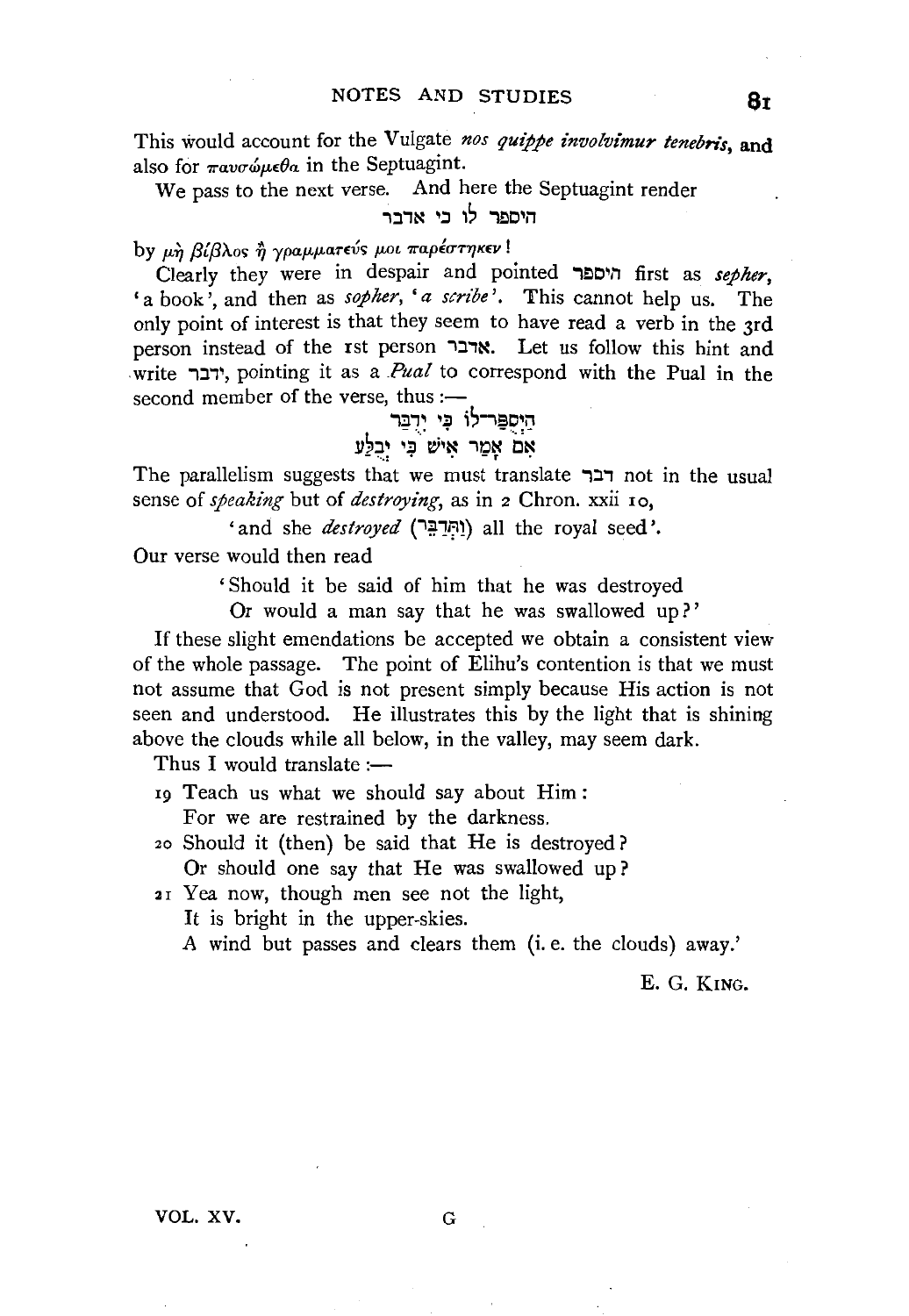This would account for the Vulgate *nos quippe involvimur tenebris*, and also for παυσώμεθα in the Septuagint.

We pass to the next verse. And here the Septuagint render

היספר לו כי אדבר

by μὴ βίβλος ἢ γραμματεύς μοι παρέστηκεν!

Clearly they were in despair and pointed היספר first as *sepher*, 'a book', and then as *sopher*, '*a scribe*'. This cannot help us. The only point of interest is that they seem to have read a verb in the 3rd person instead of the 1st person אדבר. Let us follow this hint and write ידבר, pointing it as a *Pual* to correspond with the Pual in the second member of the verse, thus:—

הַיְסֻפַּר־לוֹ כִּי יְדֻבַּר
אִם אָמַר אִישׁ כִּי יְבֻלָּע

The parallelism suggests that we must translate דבר not in the usual sense of *speaking* but of *destroying*, as in 2 Chron. xxii 10,

'and she *destroyed* (וַתְּדַבֵּר) all the royal seed'.

Our verse would then read

'Should it be said of him that he was destroyed
Or would a man say that he was swallowed up?'

If these slight emendations be accepted we obtain a consistent view of the whole passage. The point of Elihu's contention is that we must not assume that God is not present simply because His action is not seen and understood. He illustrates this by the light that is shining above the clouds while all below, in the valley, may seem dark.

Thus I would translate:—

19 Teach us what we should say about Him:
For we are restrained by the darkness.

20 Should it (then) be said that He is destroyed?
Or should one say that He was swallowed up?

21 Yea now, though men see not the light,
It is bright in the upper-skies.
A wind but passes and clears them (i.e. the clouds) away.'

E. G. KING.